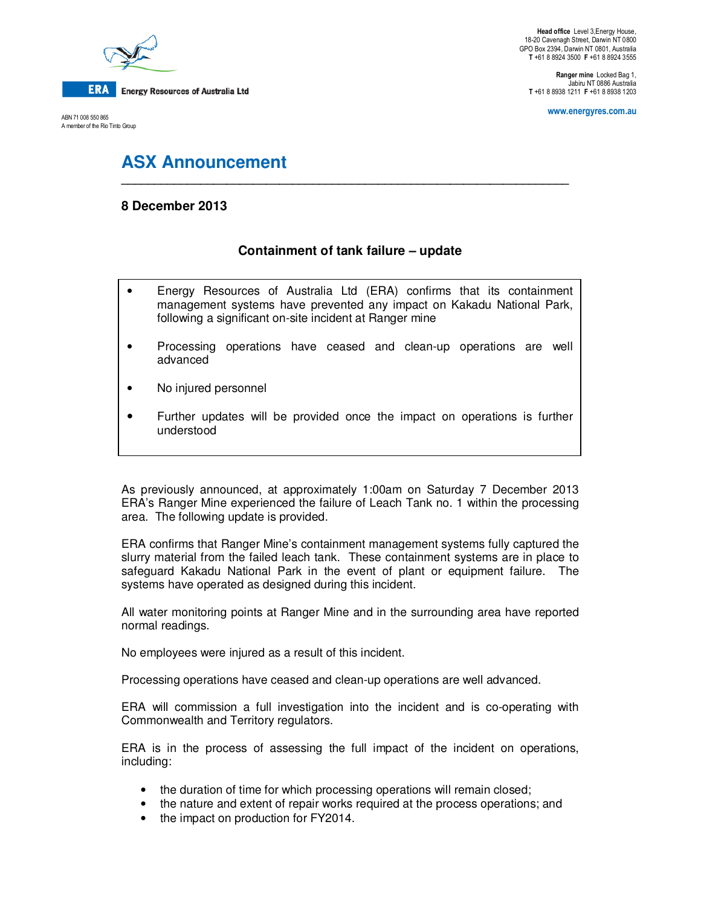ERA Energy Resources of Australia Ltd

ABN 71 008 550 865
A member of the Rio Tinto Group

**Head office** Level 3,Energy House,
18-20 Cavenagh Street, Darwin NT 0800
GPO Box 2394, Darwin NT 0801, Australia
**T** +61 8 8924 3500 **F** +61 8 8924 3555

**Ranger mine** Locked Bag 1,
Jabiru NT 0886 Australia
**T** +61 8 8938 1211 **F** +61 8 8938 1203

www.energyres.com.au

# ASX Announcement

**8 December 2013**

## Containment of tank failure – update

- Energy Resources of Australia Ltd (ERA) confirms that its containment management systems have prevented any impact on Kakadu National Park, following a significant on-site incident at Ranger mine
- Processing operations have ceased and clean-up operations are well advanced
- No injured personnel
- Further updates will be provided once the impact on operations is further understood

As previously announced, at approximately 1:00am on Saturday 7 December 2013 ERA's Ranger Mine experienced the failure of Leach Tank no. 1 within the processing area. The following update is provided.

ERA confirms that Ranger Mine's containment management systems fully captured the slurry material from the failed leach tank. These containment systems are in place to safeguard Kakadu National Park in the event of plant or equipment failure. The systems have operated as designed during this incident.

All water monitoring points at Ranger Mine and in the surrounding area have reported normal readings.

No employees were injured as a result of this incident.

Processing operations have ceased and clean-up operations are well advanced.

ERA will commission a full investigation into the incident and is co-operating with Commonwealth and Territory regulators.

ERA is in the process of assessing the full impact of the incident on operations, including:

- the duration of time for which processing operations will remain closed;
- the nature and extent of repair works required at the process operations; and
- the impact on production for FY2014.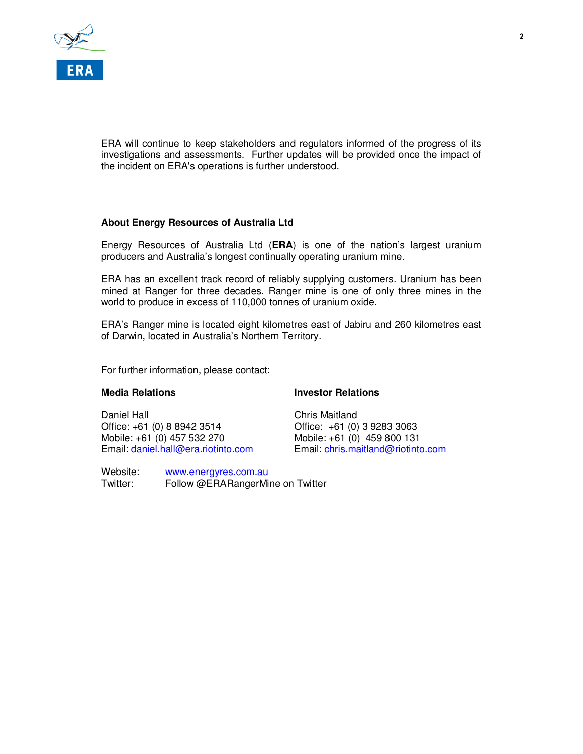ERA will continue to keep stakeholders and regulators informed of the progress of its investigations and assessments. Further updates will be provided once the impact of the incident on ERA's operations is further understood.

### About Energy Resources of Australia Ltd

Energy Resources of Australia Ltd (**ERA**) is one of the nation's largest uranium producers and Australia's longest continually operating uranium mine.

ERA has an excellent track record of reliably supplying customers. Uranium has been mined at Ranger for three decades. Ranger mine is one of only three mines in the world to produce in excess of 110,000 tonnes of uranium oxide.

ERA's Ranger mine is located eight kilometres east of Jabiru and 260 kilometres east of Darwin, located in Australia's Northern Territory.

For further information, please contact:

**Media Relations**

Daniel Hall
Office: +61 (0) 8 8942 3514
Mobile: +61 (0) 457 532 270
Email: daniel.hall@era.riotinto.com

**Investor Relations**

Chris Maitland
Office: +61 (0) 3 9283 3063
Mobile: +61 (0) 459 800 131
Email: chris.maitland@riotinto.com

Website: www.energyres.com.au
Twitter: Follow @ERARangerMine on Twitter